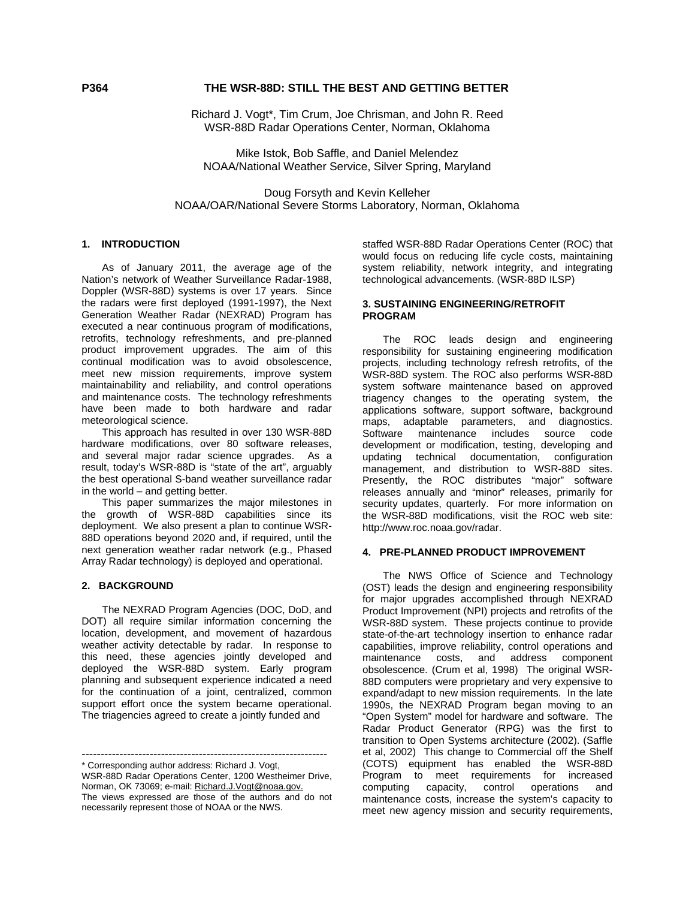**P364**

# THE WSR-88D: STILL THE BEST AND GETTING BETTER

Richard J. Vogt*, Tim Crum, Joe Chrisman, and John R. Reed
WSR-88D Radar Operations Center, Norman, Oklahoma

Mike Istok, Bob Saffle, and Daniel Melendez
NOAA/National Weather Service, Silver Spring, Maryland

Doug Forsyth and Kevin Kelleher
NOAA/OAR/National Severe Storms Laboratory, Norman, Oklahoma

## 1. INTRODUCTION

As of January 2011, the average age of the Nation's network of Weather Surveillance Radar-1988, Doppler (WSR-88D) systems is over 17 years. Since the radars were first deployed (1991-1997), the Next Generation Weather Radar (NEXRAD) Program has executed a near continuous program of modifications, retrofits, technology refreshments, and pre-planned product improvement upgrades. The aim of this continual modification was to avoid obsolescence, meet new mission requirements, improve system maintainability and reliability, and control operations and maintenance costs. The technology refreshments have been made to both hardware and radar meteorological science.

This approach has resulted in over 130 WSR-88D hardware modifications, over 80 software releases, and several major radar science upgrades. As a result, today's WSR-88D is "state of the art", arguably the best operational S-band weather surveillance radar in the world – and getting better.

This paper summarizes the major milestones in the growth of WSR-88D capabilities since its deployment. We also present a plan to continue WSR-88D operations beyond 2020 and, if required, until the next generation weather radar network (e.g., Phased Array Radar technology) is deployed and operational.

## 2. BACKGROUND

The NEXRAD Program Agencies (DOC, DoD, and DOT) all require similar information concerning the location, development, and movement of hazardous weather activity detectable by radar. In response to this need, these agencies jointly developed and deployed the WSR-88D system. Early program planning and subsequent experience indicated a need for the continuation of a joint, centralized, common support effort once the system became operational. The triagencies agreed to create a jointly funded and staffed WSR-88D Radar Operations Center (ROC) that would focus on reducing life cycle costs, maintaining system reliability, network integrity, and integrating technological advancements. (WSR-88D ILSP)

## 3. SUSTAINING ENGINEERING/RETROFIT PROGRAM

The ROC leads design and engineering responsibility for sustaining engineering modification projects, including technology refresh retrofits, of the WSR-88D system. The ROC also performs WSR-88D system software maintenance based on approved triagency changes to the operating system, the applications software, support software, background maps, adaptable parameters, and diagnostics. Software maintenance includes source code development or modification, testing, developing and updating technical documentation, configuration management, and distribution to WSR-88D sites. Presently, the ROC distributes "major" software releases annually and "minor" releases, primarily for security updates, quarterly. For more information on the WSR-88D modifications, visit the ROC web site: http://www.roc.noaa.gov/radar.

## 4. PRE-PLANNED PRODUCT IMPROVEMENT

The NWS Office of Science and Technology (OST) leads the design and engineering responsibility for major upgrades accomplished through NEXRAD Product Improvement (NPI) projects and retrofits of the WSR-88D system. These projects continue to provide state-of-the-art technology insertion to enhance radar capabilities, improve reliability, control operations and maintenance costs, and address component obsolescence. (Crum et al, 1998) The original WSR-88D computers were proprietary and very expensive to expand/adapt to new mission requirements. In the late 1990s, the NEXRAD Program began moving to an "Open System" model for hardware and software. The Radar Product Generator (RPG) was the first to transition to Open Systems architecture (2002). (Saffle et al, 2002) This change to Commercial off the Shelf (COTS) equipment has enabled the WSR-88D Program to meet requirements for increased computing capacity, control operations and maintenance costs, increase the system's capacity to meet new agency mission and security requirements,

---

\* Corresponding author address: Richard J. Vogt, WSR-88D Radar Operations Center, 1200 Westheimer Drive, Norman, OK 73069; e-mail: Richard.J.Vogt@noaa.gov.
The views expressed are those of the authors and do not necessarily represent those of NOAA or the NWS.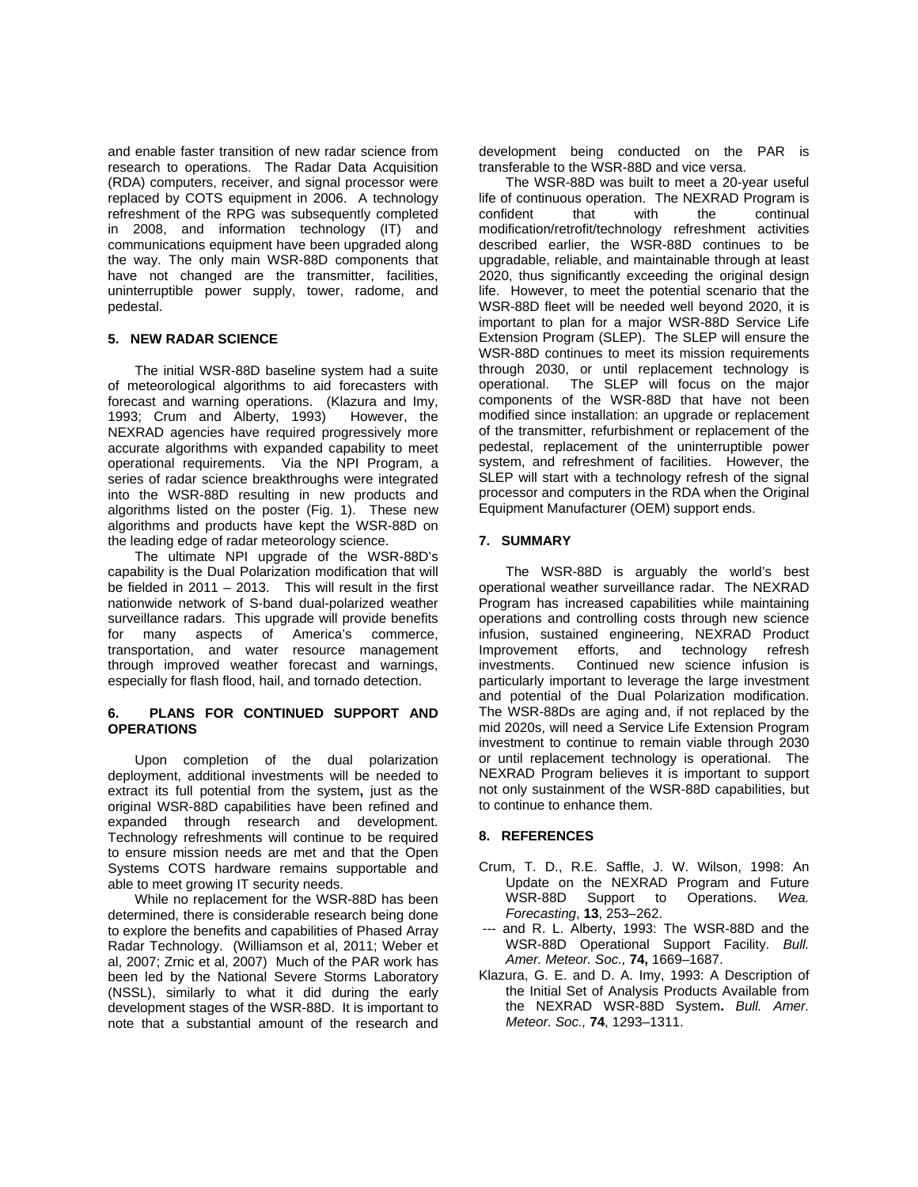and enable faster transition of new radar science from research to operations. The Radar Data Acquisition (RDA) computers, receiver, and signal processor were replaced by COTS equipment in 2006. A technology refreshment of the RPG was subsequently completed in 2008, and information technology (IT) and communications equipment have been upgraded along the way. The only main WSR-88D components that have not changed are the transmitter, facilities, uninterruptible power supply, tower, radome, and pedestal.

## 5. NEW RADAR SCIENCE

The initial WSR-88D baseline system had a suite of meteorological algorithms to aid forecasters with forecast and warning operations. (Klazura and Imy, 1993; Crum and Alberty, 1993) However, the NEXRAD agencies have required progressively more accurate algorithms with expanded capability to meet operational requirements. Via the NPI Program, a series of radar science breakthroughs were integrated into the WSR-88D resulting in new products and algorithms listed on the poster (Fig. 1). These new algorithms and products have kept the WSR-88D on the leading edge of radar meteorology science.

The ultimate NPI upgrade of the WSR-88D's capability is the Dual Polarization modification that will be fielded in 2011 – 2013. This will result in the first nationwide network of S-band dual-polarized weather surveillance radars. This upgrade will provide benefits for many aspects of America's commerce, transportation, and water resource management through improved weather forecast and warnings, especially for flash flood, hail, and tornado detection.

## 6. PLANS FOR CONTINUED SUPPORT AND OPERATIONS

Upon completion of the dual polarization deployment, additional investments will be needed to extract its full potential from the system**,** just as the original WSR-88D capabilities have been refined and expanded through research and development. Technology refreshments will continue to be required to ensure mission needs are met and that the Open Systems COTS hardware remains supportable and able to meet growing IT security needs.

While no replacement for the WSR-88D has been determined, there is considerable research being done to explore the benefits and capabilities of Phased Array Radar Technology. (Williamson et al, 2011; Weber et al, 2007; Zrnic et al, 2007) Much of the PAR work has been led by the National Severe Storms Laboratory (NSSL), similarly to what it did during the early development stages of the WSR-88D. It is important to note that a substantial amount of the research and development being conducted on the PAR is transferable to the WSR-88D and vice versa.

The WSR-88D was built to meet a 20-year useful life of continuous operation. The NEXRAD Program is confident that with the continual modification/retrofit/technology refreshment activities described earlier, the WSR-88D continues to be upgradable, reliable, and maintainable through at least 2020, thus significantly exceeding the original design life. However, to meet the potential scenario that the WSR-88D fleet will be needed well beyond 2020, it is important to plan for a major WSR-88D Service Life Extension Program (SLEP). The SLEP will ensure the WSR-88D continues to meet its mission requirements through 2030, or until replacement technology is operational. The SLEP will focus on the major components of the WSR-88D that have not been modified since installation: an upgrade or replacement of the transmitter, refurbishment or replacement of the pedestal, replacement of the uninterruptible power system, and refreshment of facilities. However, the SLEP will start with a technology refresh of the signal processor and computers in the RDA when the Original Equipment Manufacturer (OEM) support ends.

## 7. SUMMARY

The WSR-88D is arguably the world's best operational weather surveillance radar. The NEXRAD Program has increased capabilities while maintaining operations and controlling costs through new science infusion, sustained engineering, NEXRAD Product Improvement efforts, and technology refresh investments. Continued new science infusion is particularly important to leverage the large investment and potential of the Dual Polarization modification. The WSR-88Ds are aging and, if not replaced by the mid 2020s, will need a Service Life Extension Program investment to continue to remain viable through 2030 or until replacement technology is operational. The NEXRAD Program believes it is important to support not only sustainment of the WSR-88D capabilities, but to continue to enhance them.

## 8. REFERENCES

Crum, T. D., R.E. Saffle, J. W. Wilson, 1998: An Update on the NEXRAD Program and Future WSR-88D Support to Operations. *Wea. Forecasting*, **13**, 253–262.

--- and R. L. Alberty, 1993: The WSR-88D and the WSR-88D Operational Support Facility. *Bull. Amer. Meteor. Soc.,* **74,** 1669–1687.

Klazura, G. E. and D. A. Imy, 1993: A Description of the Initial Set of Analysis Products Available from the NEXRAD WSR-88D System**.** *Bull. Amer. Meteor. Soc.,* **74**, 1293–1311.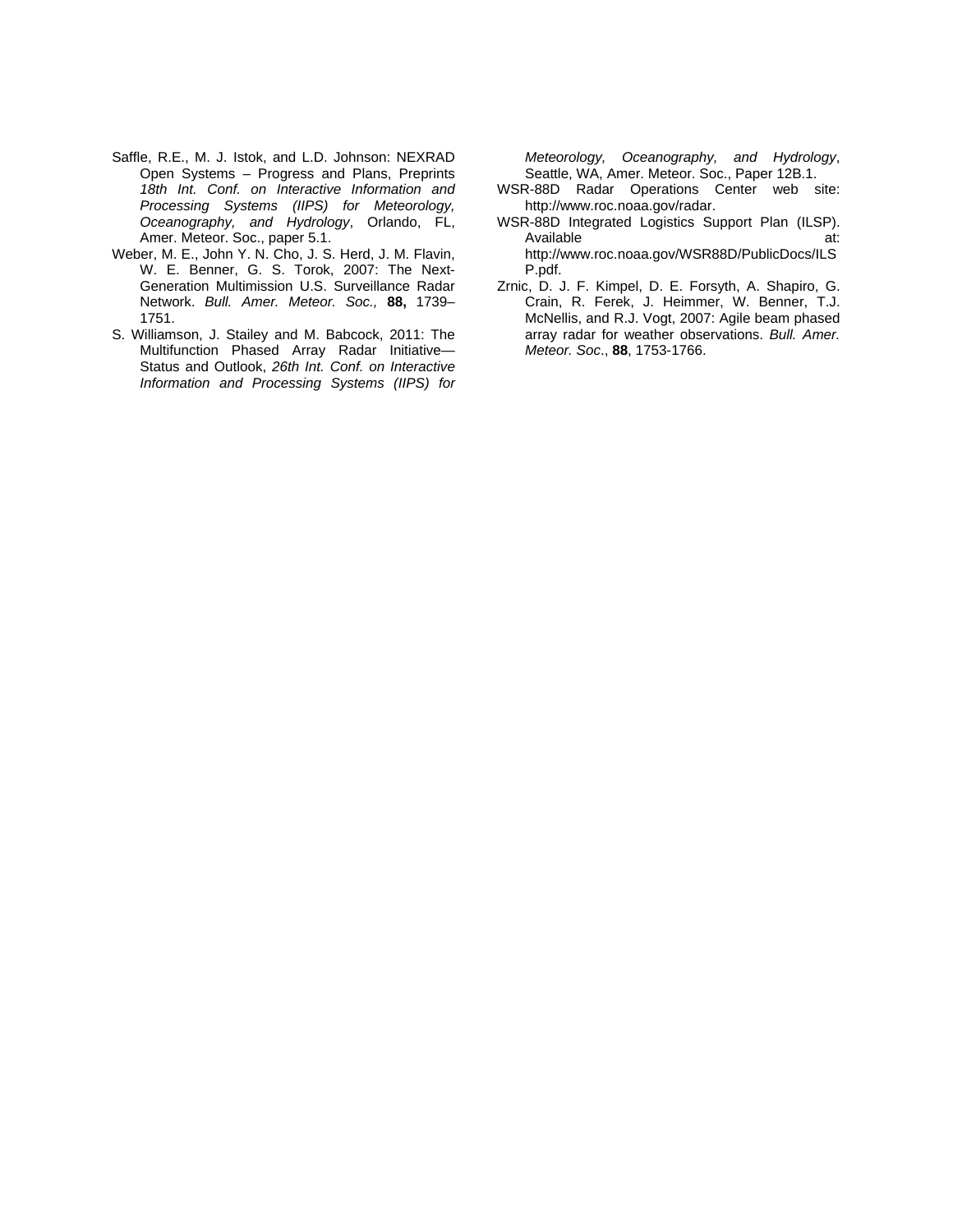Saffle, R.E., M. J. Istok, and L.D. Johnson: NEXRAD Open Systems – Progress and Plans, Preprints *18th Int. Conf. on Interactive Information and Processing Systems (IIPS) for Meteorology, Oceanography, and Hydrology*, Orlando, FL, Amer. Meteor. Soc., paper 5.1.

Weber, M. E., John Y. N. Cho, J. S. Herd, J. M. Flavin, W. E. Benner, G. S. Torok, 2007: The Next-Generation Multimission U.S. Surveillance Radar Network. *Bull. Amer. Meteor. Soc.,* **88,** 1739–1751.

S. Williamson, J. Stailey and M. Babcock, 2011: The Multifunction Phased Array Radar Initiative—Status and Outlook, *26th Int. Conf. on Interactive Information and Processing Systems (IIPS) for Meteorology, Oceanography, and Hydrology*, Seattle, WA, Amer. Meteor. Soc., Paper 12B.1.

WSR-88D Radar Operations Center web site: http://www.roc.noaa.gov/radar.

WSR-88D Integrated Logistics Support Plan (ILSP). Available at: http://www.roc.noaa.gov/WSR88D/PublicDocs/ILSP.pdf.

Zrnic, D. J. F. Kimpel, D. E. Forsyth, A. Shapiro, G. Crain, R. Ferek, J. Heimmer, W. Benner, T.J. McNellis, and R.J. Vogt, 2007: Agile beam phased array radar for weather observations. *Bull. Amer. Meteor. Soc*., **88**, 1753-1766.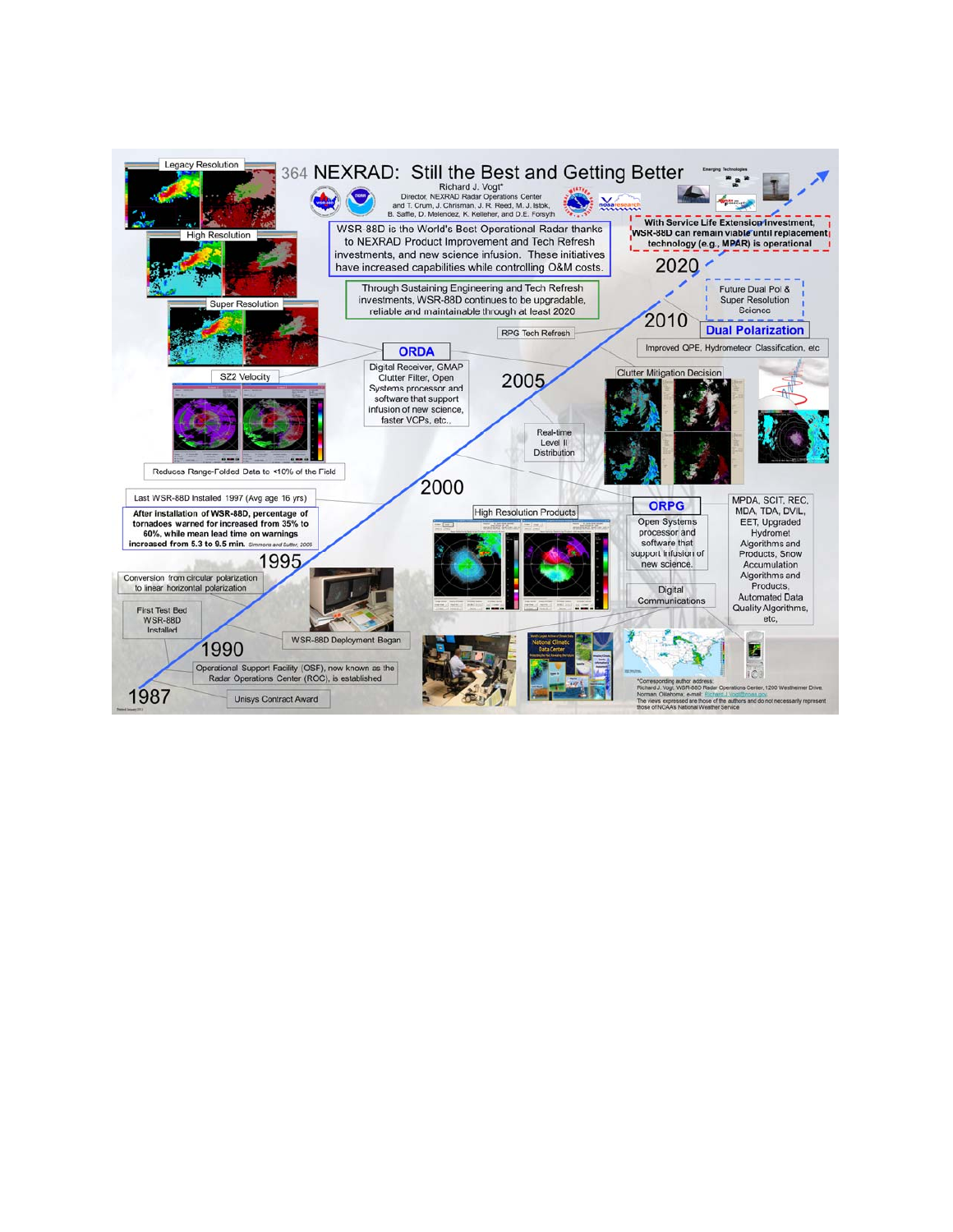# 364 NEXRAD: Still the Best and Getting Better

Richard J. Vogt*
Director, NEXRAD Radar Operations Center
and T. Crum, J. Chrisman, J. R. Reed, M. J. Istok,
B. Saffle, D. Melendez, K. Kelleher, and D.E. Forsyth

WSR 88D is the World's Best Operational Radar thanks to NEXRAD Product Improvement and Tech Refresh investments, and new science infusion. These initiatives have increased capabilities while controlling O&M costs.

Through Sustaining Engineering and Tech Refresh investments, WSR-88D continues to be upgradable, reliable and maintainable through at least 2020

**With Service Life Extension investment, WSR-88D can remain viable until replacement technology (e.g., MPAR) is operational**

Emerging Technologies

2020

Future Dual Pol & Super Resolution Science

2010

**Dual Polarization**

Improved QPE, Hydrometeor Classification, etc

RPG Tech Refresh

Clutter Mitigation Decision

2005

**ORDA**

Digital Receiver, GMAP Clutter Filter, Open Systems processor and software that support infusion of new science, faster VCPs, etc..

Real-time Level II Distribution

Legacy Resolution

High Resolution

Super Resolution

SZ2 Velocity

Reduces Range-Folded Data to <10% of the Field

2000

High Resolution Products

**ORPG**

Open Systems processor and software that support infusion of new science.

Digital Communications

MPDA, SCIT, REC, MDA, TDA, DVIL, EET, Upgraded Hydromet Algorithms and Products, Snow Accumulation Algorithms and Products, Automated Data Quality Algorithms, etc,

Last WSR-88D Installed 1997 (Avg age 16 yrs)

**After installation of WSR-88D, percentage of tornadoes warned for increased from 35% to 60%, while mean lead time on warnings increased from 5.3 to 9.5 min.** *Simmons and Sutter, 2005*

1995

Conversion from circular polarization to linear horizontal polarization

First Test Bed WSR-88D Installed

1990

WSR-88D Deployment Began

Operational Support Facility (OSF), now known as the Radar Operations Center (ROC), is established

1987

Unisys Contract Award

*Corresponding author address: Richard J. Vogt, WSR-88D Radar Operations Center, 1200 Westheimer Drive, Norman, Oklahoma; e-mail: Richard.J.Vogt@noaa.gov
The views expressed are those of the authors and do not necessarily represent those of NOAA's National Weather Service